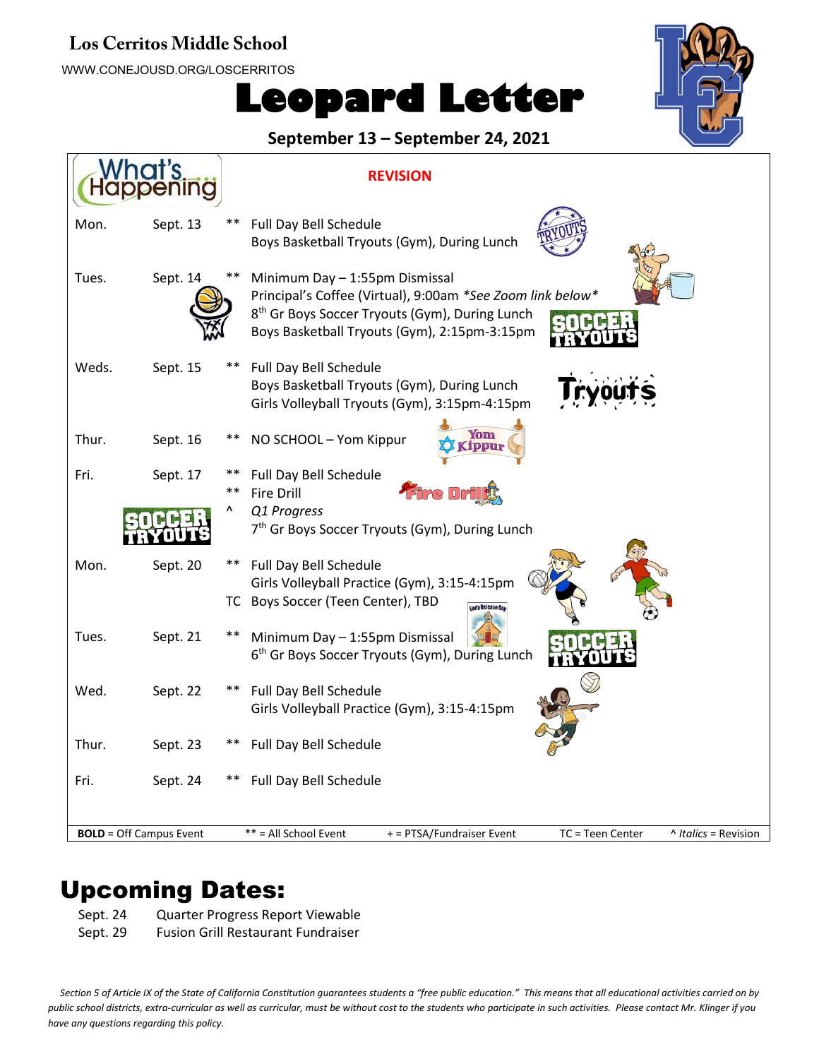**Los Cerritos Middle School**

WWW.CONEJOUSD.ORG/LOSCERRITOS

# Leopard Letter

**September 13 – September 24, 2021**

What's Happening

**REVISION**

| | | | |
|---|---|---|---|
| Mon. | Sept. 13 | ** | Full Day Bell Schedule<br>Boys Basketball Tryouts (Gym), During Lunch |
| Tues. | Sept. 14 | ** | Minimum Day – 1:55pm Dismissal<br>Principal's Coffee (Virtual), 9:00am *\*See Zoom link below\**<br>8th Gr Boys Soccer Tryouts (Gym), During Lunch<br>Boys Basketball Tryouts (Gym), 2:15pm-3:15pm |
| Weds. | Sept. 15 | ** | Full Day Bell Schedule<br>Boys Basketball Tryouts (Gym), During Lunch<br>Girls Volleyball Tryouts (Gym), 3:15pm-4:15pm |
| Thur. | Sept. 16 | ** | NO SCHOOL – Yom Kippur |
| Fri. | Sept. 17 | **<br>**<br>^ | Full Day Bell Schedule<br>Fire Drill<br>*Q1 Progress*<br>7th Gr Boys Soccer Tryouts (Gym), During Lunch |
| Mon. | Sept. 20 | **<br><br>TC | Full Day Bell Schedule<br>Girls Volleyball Practice (Gym), 3:15-4:15pm<br>Boys Soccer (Teen Center), TBD |
| Tues. | Sept. 21 | ** | Minimum Day – 1:55pm Dismissal<br>6th Gr Boys Soccer Tryouts (Gym), During Lunch |
| Wed. | Sept. 22 | ** | Full Day Bell Schedule<br>Girls Volleyball Practice (Gym), 3:15-4:15pm |
| Thur. | Sept. 23 | ** | Full Day Bell Schedule |
| Fri. | Sept. 24 | ** | Full Day Bell Schedule |

**BOLD** = Off Campus Event ** = All School Event + = PTSA/Fundraiser Event TC = Teen Center ^ *Italics* = Revision

## Upcoming Dates:

Sept. 24 Quarter Progress Report Viewable
Sept. 29 Fusion Grill Restaurant Fundraiser

*Section 5 of Article IX of the State of California Constitution guarantees students a "free public education." This means that all educational activities carried on by public school districts, extra-curricular as well as curricular, must be without cost to the students who participate in such activities. Please contact Mr. Klinger if you have any questions regarding this policy.*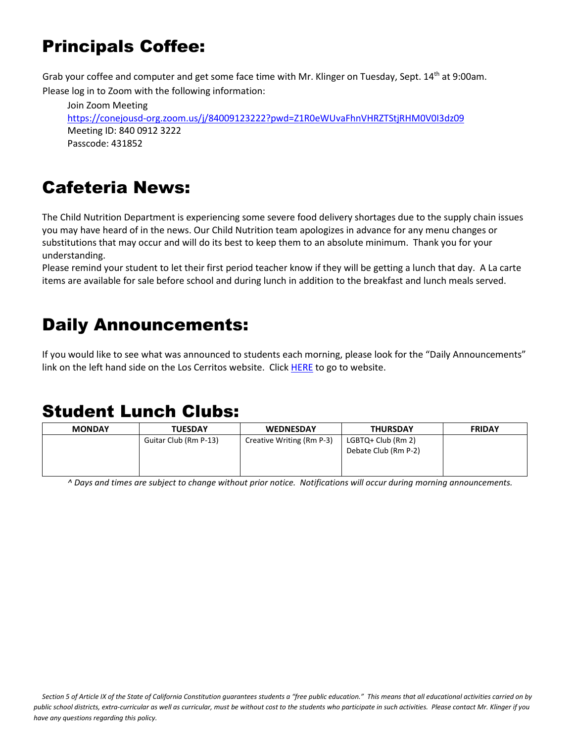# Principals Coffee:

Grab your coffee and computer and get some face time with Mr. Klinger on Tuesday, Sept. 14th at 9:00am. Please log in to Zoom with the following information:

Join Zoom Meeting
https://conejousd-org.zoom.us/j/84009123222?pwd=Z1R0eWUvaFhnVHRZTStjRHM0V0I3dz09
Meeting ID: 840 0912 3222
Passcode: 431852

# Cafeteria News:

The Child Nutrition Department is experiencing some severe food delivery shortages due to the supply chain issues you may have heard of in the news. Our Child Nutrition team apologizes in advance for any menu changes or substitutions that may occur and will do its best to keep them to an absolute minimum. Thank you for your understanding.

Please remind your student to let their first period teacher know if they will be getting a lunch that day. A La carte items are available for sale before school and during lunch in addition to the breakfast and lunch meals served.

# Daily Announcements:

If you would like to see what was announced to students each morning, please look for the "Daily Announcements" link on the left hand side on the Los Cerritos website. Click HERE to go to website.

# Student Lunch Clubs:

| MONDAY | TUESDAY | WEDNESDAY | THURSDAY | FRIDAY |
|---|---|---|---|---|
| | Guitar Club (Rm P-13) | Creative Writing (Rm P-3) | LGBTQ+ Club (Rm 2)<br>Debate Club (Rm P-2) | |

*^ Days and times are subject to change without prior notice. Notifications will occur during morning announcements.*

*Section 5 of Article IX of the State of California Constitution guarantees students a "free public education." This means that all educational activities carried on by public school districts, extra-curricular as well as curricular, must be without cost to the students who participate in such activities. Please contact Mr. Klinger if you have any questions regarding this policy.*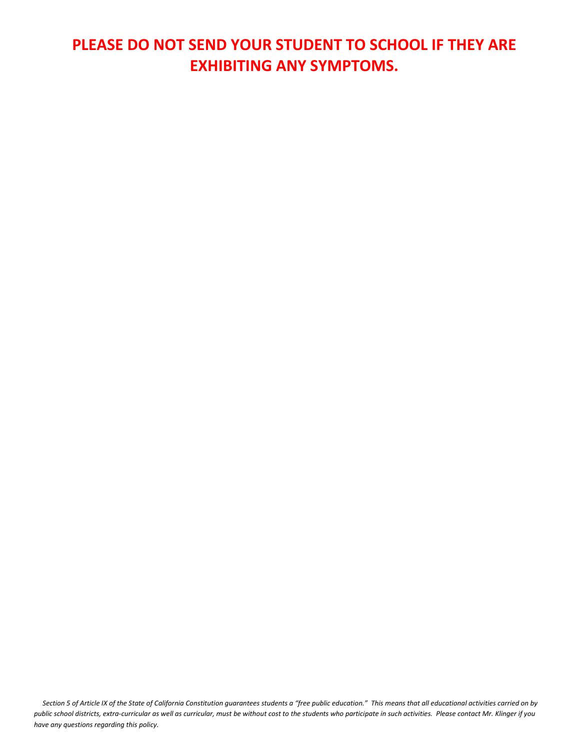**PLEASE DO NOT SEND YOUR STUDENT TO SCHOOL IF THEY ARE EXHIBITING ANY SYMPTOMS.**

*Section 5 of Article IX of the State of California Constitution guarantees students a "free public education." This means that all educational activities carried on by public school districts, extra-curricular as well as curricular, must be without cost to the students who participate in such activities. Please contact Mr. Klinger if you have any questions regarding this policy.*